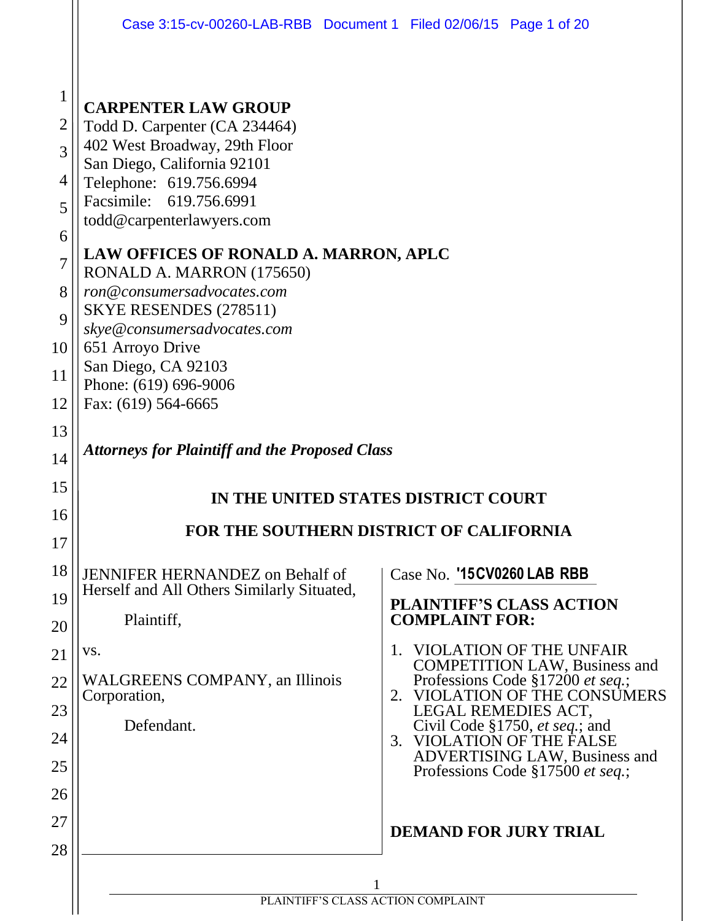**CARPENTER LAW GROUP**
Todd D. Carpenter (CA 234464)
402 West Broadway, 29th Floor
San Diego, California 92101
Telephone: 619.756.6994
Facsimile: 619.756.6991
todd@carpenterlawyers.com

**LAW OFFICES OF RONALD A. MARRON, APLC**
RONALD A. MARRON (175650)
*ron@consumersadvocates.com*
SKYE RESENDES (278511)
*skye@consumersadvocates.com*
651 Arroyo Drive
San Diego, CA 92103
Phone: (619) 696-9006
Fax: (619) 564-6665

***Attorneys for Plaintiff and the Proposed Class***

**IN THE UNITED STATES DISTRICT COURT**

**FOR THE SOUTHERN DISTRICT OF CALIFORNIA**

JENNIFER HERNANDEZ on Behalf of Herself and All Others Similarly Situated,

Plaintiff,

vs.

WALGREENS COMPANY, an Illinois Corporation,

Defendant.

Case No. '15CV0260 LAB RBB

**PLAINTIFF'S CLASS ACTION COMPLAINT FOR:**

1. VIOLATION OF THE UNFAIR COMPETITION LAW, Business and Professions Code §17200 *et seq.*;
2. VIOLATION OF THE CONSUMERS LEGAL REMEDIES ACT, Civil Code §1750, *et seq.*; and
3. VIOLATION OF THE FALSE ADVERTISING LAW, Business and Professions Code §17500 *et seq.*;

**DEMAND FOR JURY TRIAL**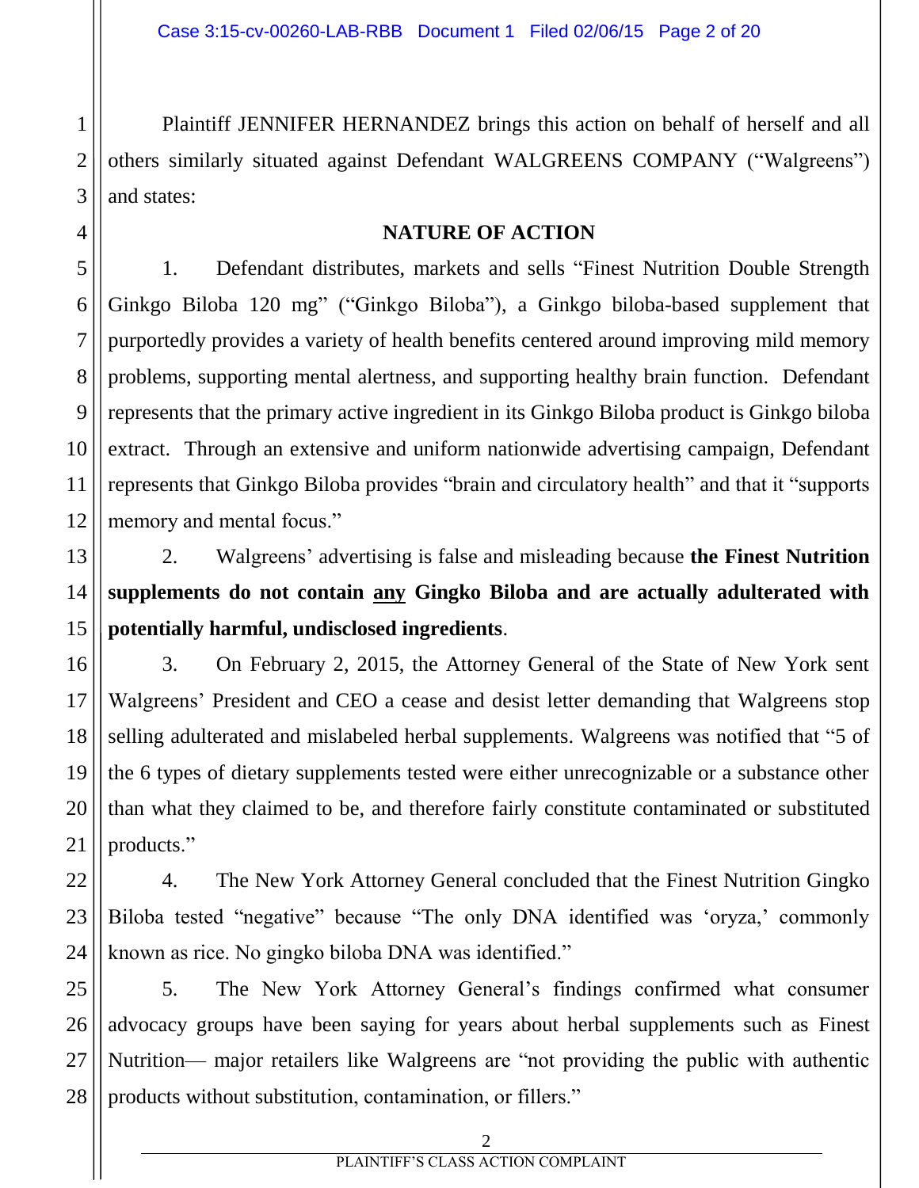Plaintiff JENNIFER HERNANDEZ brings this action on behalf of herself and all others similarly situated against Defendant WALGREENS COMPANY ("Walgreens") and states:

## NATURE OF ACTION

1. Defendant distributes, markets and sells "Finest Nutrition Double Strength Ginkgo Biloba 120 mg" ("Ginkgo Biloba"), a Ginkgo biloba-based supplement that purportedly provides a variety of health benefits centered around improving mild memory problems, supporting mental alertness, and supporting healthy brain function. Defendant represents that the primary active ingredient in its Ginkgo Biloba product is Ginkgo biloba extract. Through an extensive and uniform nationwide advertising campaign, Defendant represents that Ginkgo Biloba provides "brain and circulatory health" and that it "supports memory and mental focus."

2. Walgreens' advertising is false and misleading because **the Finest Nutrition supplements do not contain <u>any</u> Gingko Biloba and are actually adulterated with potentially harmful, undisclosed ingredients**.

3. On February 2, 2015, the Attorney General of the State of New York sent Walgreens' President and CEO a cease and desist letter demanding that Walgreens stop selling adulterated and mislabeled herbal supplements. Walgreens was notified that "5 of the 6 types of dietary supplements tested were either unrecognizable or a substance other than what they claimed to be, and therefore fairly constitute contaminated or substituted products."

4. The New York Attorney General concluded that the Finest Nutrition Gingko Biloba tested "negative" because "The only DNA identified was 'oryza,' commonly known as rice. No gingko biloba DNA was identified."

5. The New York Attorney General's findings confirmed what consumer advocacy groups have been saying for years about herbal supplements such as Finest Nutrition— major retailers like Walgreens are "not providing the public with authentic products without substitution, contamination, or fillers."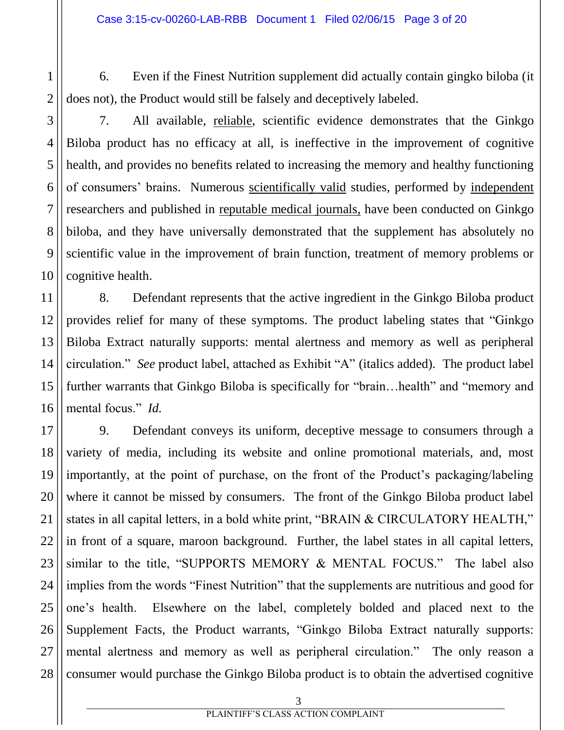6. Even if the Finest Nutrition supplement did actually contain gingko biloba (it does not), the Product would still be falsely and deceptively labeled.

7. All available, reliable, scientific evidence demonstrates that the Ginkgo Biloba product has no efficacy at all, is ineffective in the improvement of cognitive health, and provides no benefits related to increasing the memory and healthy functioning of consumers' brains. Numerous scientifically valid studies, performed by independent researchers and published in reputable medical journals, have been conducted on Ginkgo biloba, and they have universally demonstrated that the supplement has absolutely no scientific value in the improvement of brain function, treatment of memory problems or cognitive health.

8. Defendant represents that the active ingredient in the Ginkgo Biloba product provides relief for many of these symptoms. The product labeling states that "Ginkgo Biloba Extract naturally supports: mental alertness and memory as well as peripheral circulation." *See* product label, attached as Exhibit "A" (italics added). The product label further warrants that Ginkgo Biloba is specifically for "brain…health" and "memory and mental focus." *Id.*

9. Defendant conveys its uniform, deceptive message to consumers through a variety of media, including its website and online promotional materials, and, most importantly, at the point of purchase, on the front of the Product's packaging/labeling where it cannot be missed by consumers. The front of the Ginkgo Biloba product label states in all capital letters, in a bold white print, "BRAIN & CIRCULATORY HEALTH," in front of a square, maroon background. Further, the label states in all capital letters, similar to the title, "SUPPORTS MEMORY & MENTAL FOCUS." The label also implies from the words "Finest Nutrition" that the supplements are nutritious and good for one's health. Elsewhere on the label, completely bolded and placed next to the Supplement Facts, the Product warrants, "Ginkgo Biloba Extract naturally supports: mental alertness and memory as well as peripheral circulation." The only reason a consumer would purchase the Ginkgo Biloba product is to obtain the advertised cognitive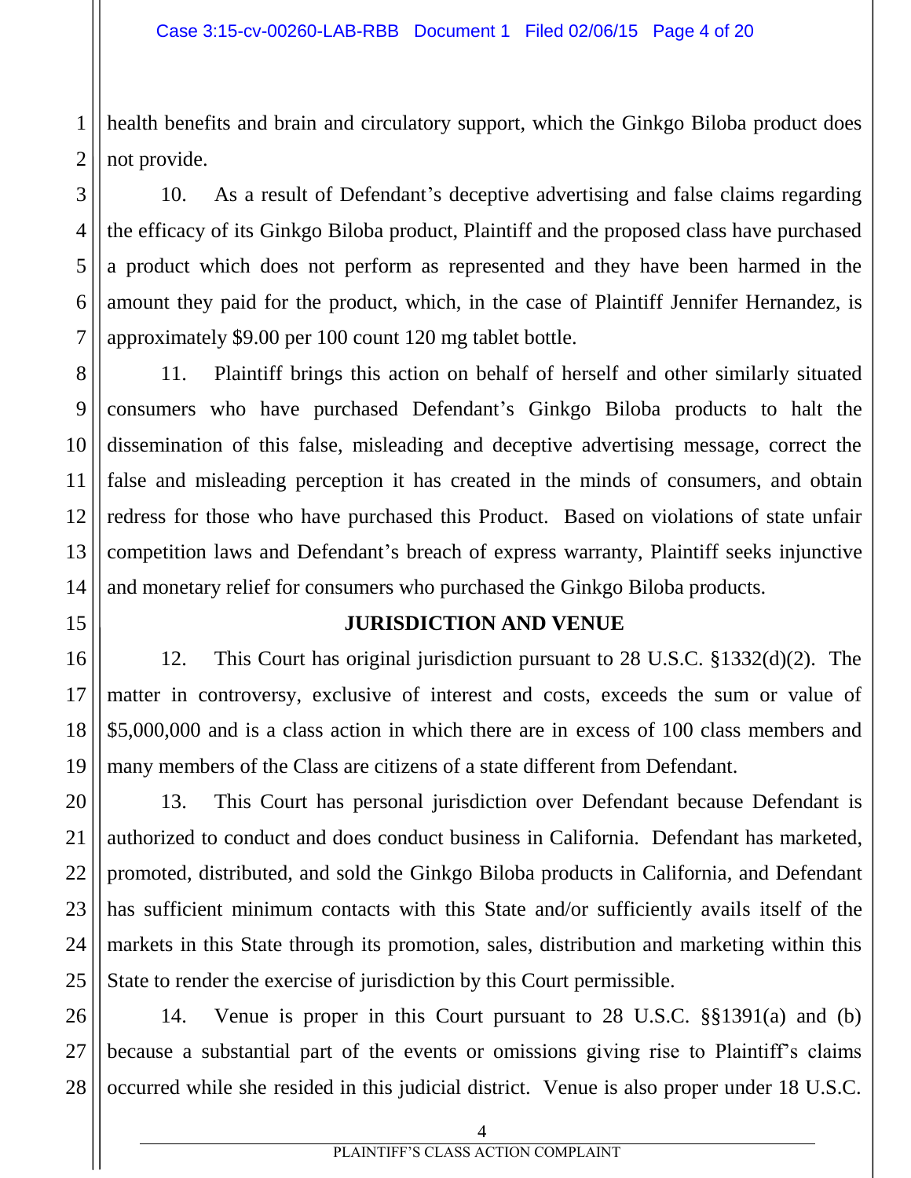health benefits and brain and circulatory support, which the Ginkgo Biloba product does not provide.

10. As a result of Defendant's deceptive advertising and false claims regarding the efficacy of its Ginkgo Biloba product, Plaintiff and the proposed class have purchased a product which does not perform as represented and they have been harmed in the amount they paid for the product, which, in the case of Plaintiff Jennifer Hernandez, is approximately $9.00 per 100 count 120 mg tablet bottle.

11. Plaintiff brings this action on behalf of herself and other similarly situated consumers who have purchased Defendant's Ginkgo Biloba products to halt the dissemination of this false, misleading and deceptive advertising message, correct the false and misleading perception it has created in the minds of consumers, and obtain redress for those who have purchased this Product. Based on violations of state unfair competition laws and Defendant's breach of express warranty, Plaintiff seeks injunctive and monetary relief for consumers who purchased the Ginkgo Biloba products.

## JURISDICTION AND VENUE

12. This Court has original jurisdiction pursuant to 28 U.S.C. §1332(d)(2). The matter in controversy, exclusive of interest and costs, exceeds the sum or value of $5,000,000 and is a class action in which there are in excess of 100 class members and many members of the Class are citizens of a state different from Defendant.

13. This Court has personal jurisdiction over Defendant because Defendant is authorized to conduct and does conduct business in California. Defendant has marketed, promoted, distributed, and sold the Ginkgo Biloba products in California, and Defendant has sufficient minimum contacts with this State and/or sufficiently avails itself of the markets in this State through its promotion, sales, distribution and marketing within this State to render the exercise of jurisdiction by this Court permissible.

14. Venue is proper in this Court pursuant to 28 U.S.C. §§1391(a) and (b) because a substantial part of the events or omissions giving rise to Plaintiff's claims occurred while she resided in this judicial district. Venue is also proper under 18 U.S.C.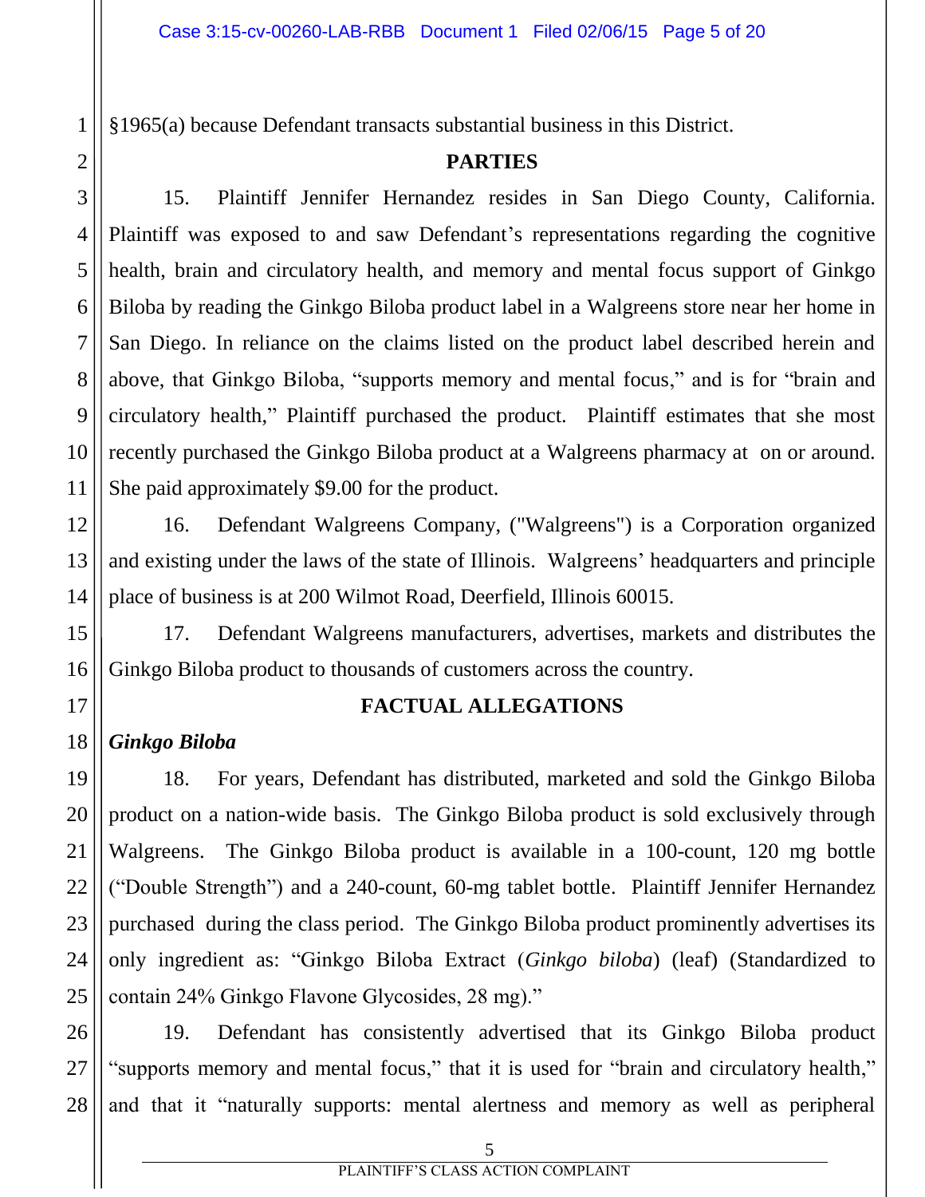§1965(a) because Defendant transacts substantial business in this District.

## PARTIES

15. Plaintiff Jennifer Hernandez resides in San Diego County, California. Plaintiff was exposed to and saw Defendant's representations regarding the cognitive health, brain and circulatory health, and memory and mental focus support of Ginkgo Biloba by reading the Ginkgo Biloba product label in a Walgreens store near her home in San Diego. In reliance on the claims listed on the product label described herein and above, that Ginkgo Biloba, "supports memory and mental focus," and is for "brain and circulatory health," Plaintiff purchased the product. Plaintiff estimates that she most recently purchased the Ginkgo Biloba product at a Walgreens pharmacy at on or around. She paid approximately $9.00 for the product.

16. Defendant Walgreens Company, ("Walgreens") is a Corporation organized and existing under the laws of the state of Illinois. Walgreens' headquarters and principle place of business is at 200 Wilmot Road, Deerfield, Illinois 60015.

17. Defendant Walgreens manufacturers, advertises, markets and distributes the Ginkgo Biloba product to thousands of customers across the country.

## FACTUAL ALLEGATIONS

***Ginkgo Biloba***

18. For years, Defendant has distributed, marketed and sold the Ginkgo Biloba product on a nation-wide basis. The Ginkgo Biloba product is sold exclusively through Walgreens. The Ginkgo Biloba product is available in a 100-count, 120 mg bottle ("Double Strength") and a 240-count, 60-mg tablet bottle. Plaintiff Jennifer Hernandez purchased during the class period. The Ginkgo Biloba product prominently advertises its only ingredient as: "Ginkgo Biloba Extract (*Ginkgo biloba*) (leaf) (Standardized to contain 24% Ginkgo Flavone Glycosides, 28 mg)."

19. Defendant has consistently advertised that its Ginkgo Biloba product "supports memory and mental focus," that it is used for "brain and circulatory health," and that it "naturally supports: mental alertness and memory as well as peripheral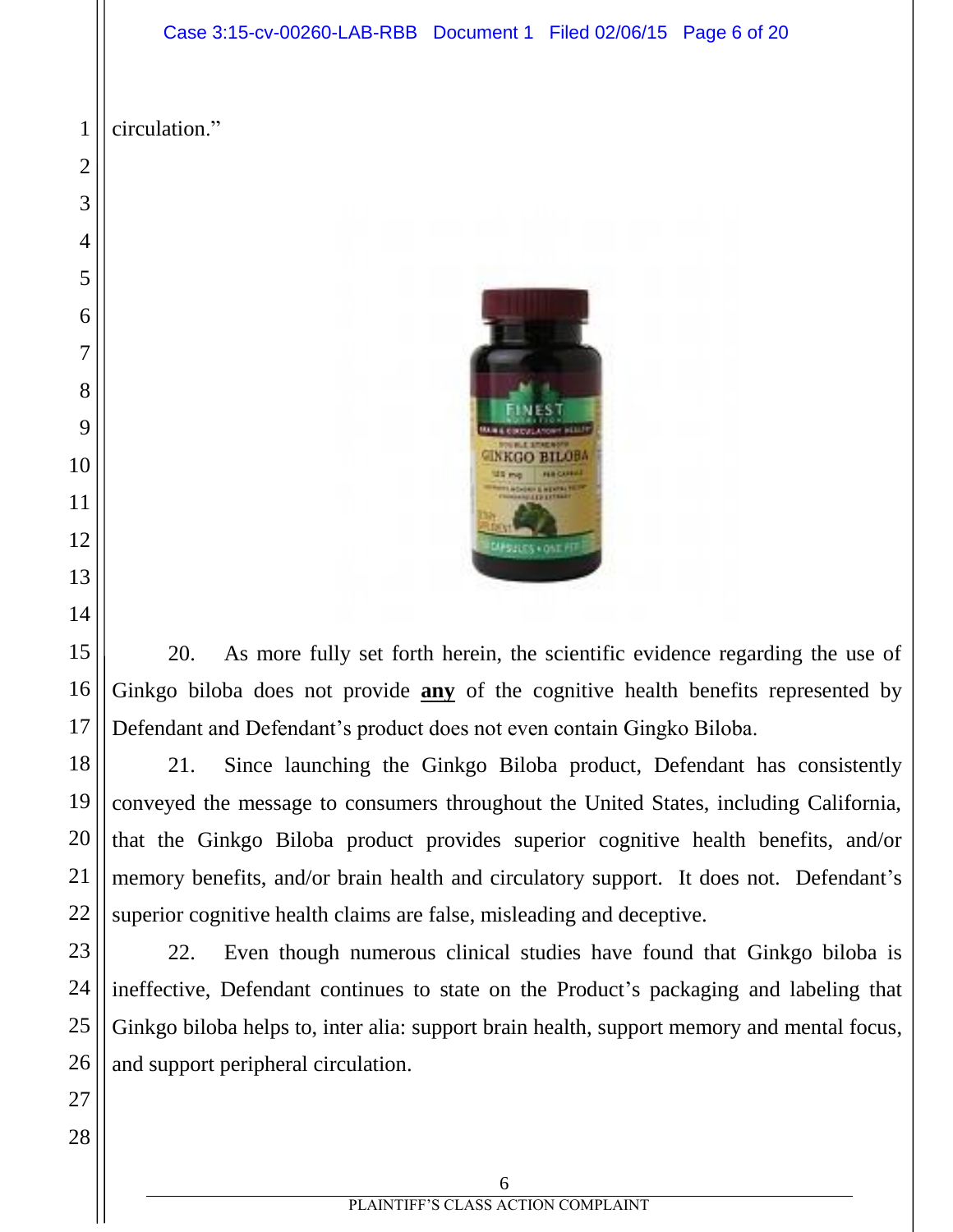circulation."

20. As more fully set forth herein, the scientific evidence regarding the use of Ginkgo biloba does not provide **any** of the cognitive health benefits represented by Defendant and Defendant's product does not even contain Gingko Biloba.

21. Since launching the Ginkgo Biloba product, Defendant has consistently conveyed the message to consumers throughout the United States, including California, that the Ginkgo Biloba product provides superior cognitive health benefits, and/or memory benefits, and/or brain health and circulatory support. It does not. Defendant's superior cognitive health claims are false, misleading and deceptive.

22. Even though numerous clinical studies have found that Ginkgo biloba is ineffective, Defendant continues to state on the Product's packaging and labeling that Ginkgo biloba helps to, inter alia: support brain health, support memory and mental focus, and support peripheral circulation.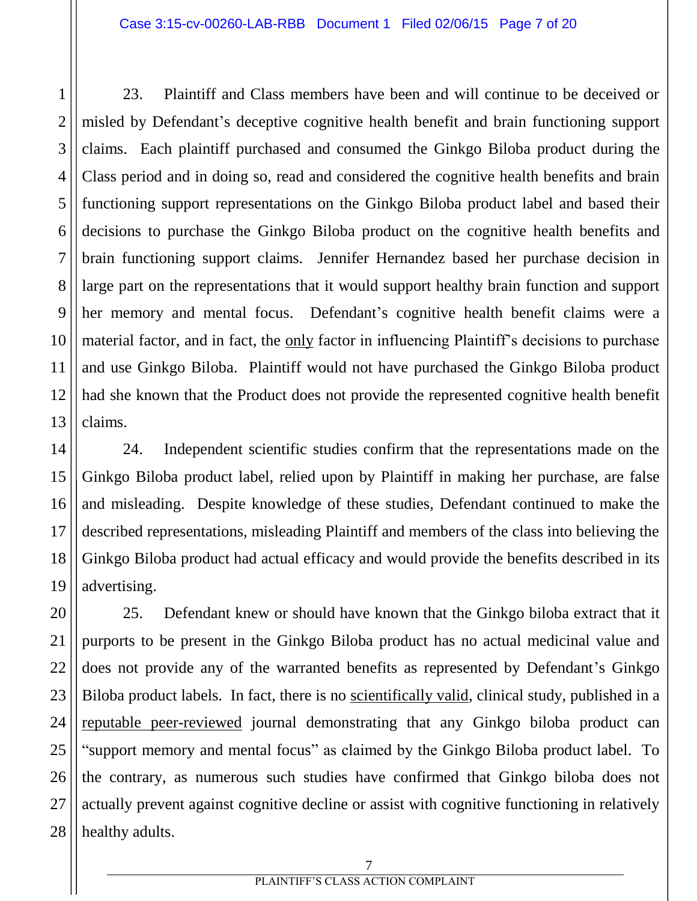23. Plaintiff and Class members have been and will continue to be deceived or misled by Defendant's deceptive cognitive health benefit and brain functioning support claims. Each plaintiff purchased and consumed the Ginkgo Biloba product during the Class period and in doing so, read and considered the cognitive health benefits and brain functioning support representations on the Ginkgo Biloba product label and based their decisions to purchase the Ginkgo Biloba product on the cognitive health benefits and brain functioning support claims. Jennifer Hernandez based her purchase decision in large part on the representations that it would support healthy brain function and support her memory and mental focus. Defendant's cognitive health benefit claims were a material factor, and in fact, the <u>only</u> factor in influencing Plaintiff's decisions to purchase and use Ginkgo Biloba. Plaintiff would not have purchased the Ginkgo Biloba product had she known that the Product does not provide the represented cognitive health benefit claims.

24. Independent scientific studies confirm that the representations made on the Ginkgo Biloba product label, relied upon by Plaintiff in making her purchase, are false and misleading. Despite knowledge of these studies, Defendant continued to make the described representations, misleading Plaintiff and members of the class into believing the Ginkgo Biloba product had actual efficacy and would provide the benefits described in its advertising.

25. Defendant knew or should have known that the Ginkgo biloba extract that it purports to be present in the Ginkgo Biloba product has no actual medicinal value and does not provide any of the warranted benefits as represented by Defendant's Ginkgo Biloba product labels. In fact, there is no <u>scientifically valid</u>, clinical study, published in a <u>reputable peer-reviewed</u> journal demonstrating that any Ginkgo biloba product can "support memory and mental focus" as claimed by the Ginkgo Biloba product label. To the contrary, as numerous such studies have confirmed that Ginkgo biloba does not actually prevent against cognitive decline or assist with cognitive functioning in relatively healthy adults.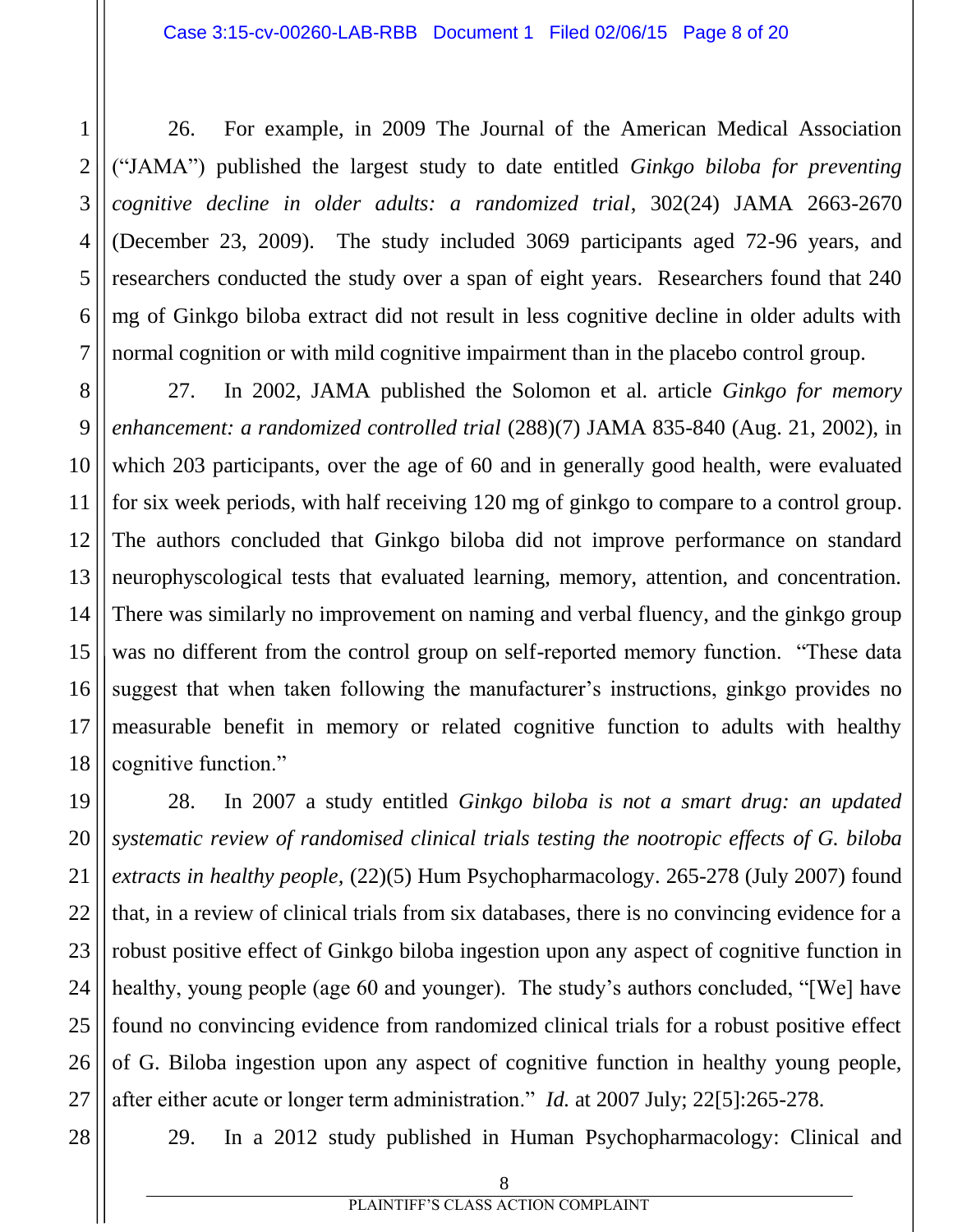26. For example, in 2009 The Journal of the American Medical Association ("JAMA") published the largest study to date entitled *Ginkgo biloba for preventing cognitive decline in older adults: a randomized trial*, 302(24) JAMA 2663-2670 (December 23, 2009). The study included 3069 participants aged 72-96 years, and researchers conducted the study over a span of eight years. Researchers found that 240 mg of Ginkgo biloba extract did not result in less cognitive decline in older adults with normal cognition or with mild cognitive impairment than in the placebo control group.

27. In 2002, JAMA published the Solomon et al. article *Ginkgo for memory enhancement: a randomized controlled trial* (288)(7) JAMA 835-840 (Aug. 21, 2002), in which 203 participants, over the age of 60 and in generally good health, were evaluated for six week periods, with half receiving 120 mg of ginkgo to compare to a control group. The authors concluded that Ginkgo biloba did not improve performance on standard neurophyscological tests that evaluated learning, memory, attention, and concentration. There was similarly no improvement on naming and verbal fluency, and the ginkgo group was no different from the control group on self-reported memory function. "These data suggest that when taken following the manufacturer's instructions, ginkgo provides no measurable benefit in memory or related cognitive function to adults with healthy cognitive function."

28. In 2007 a study entitled *Ginkgo biloba is not a smart drug: an updated systematic review of randomised clinical trials testing the nootropic effects of G. biloba extracts in healthy people,* (22)(5) Hum Psychopharmacology. 265-278 (July 2007) found that, in a review of clinical trials from six databases, there is no convincing evidence for a robust positive effect of Ginkgo biloba ingestion upon any aspect of cognitive function in healthy, young people (age 60 and younger). The study's authors concluded, "[We] have found no convincing evidence from randomized clinical trials for a robust positive effect of G. Biloba ingestion upon any aspect of cognitive function in healthy young people, after either acute or longer term administration." *Id.* at 2007 July; 22[5]:265-278.

29. In a 2012 study published in Human Psychopharmacology: Clinical and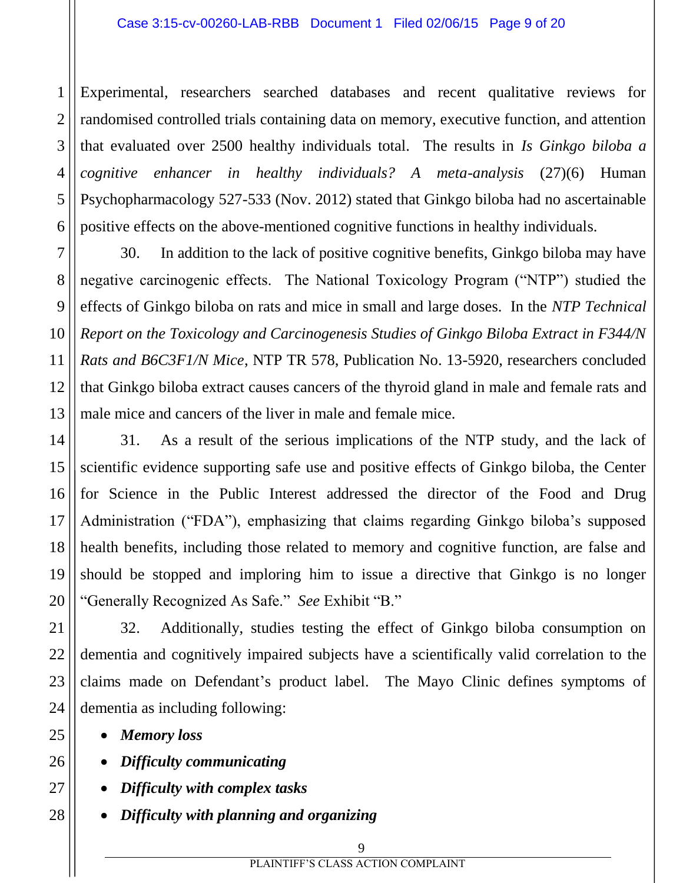Experimental, researchers searched databases and recent qualitative reviews for randomised controlled trials containing data on memory, executive function, and attention that evaluated over 2500 healthy individuals total. The results in *Is Ginkgo biloba a cognitive enhancer in healthy individuals? A meta-analysis* (27)(6) Human Psychopharmacology 527-533 (Nov. 2012) stated that Ginkgo biloba had no ascertainable positive effects on the above-mentioned cognitive functions in healthy individuals.

30. In addition to the lack of positive cognitive benefits, Ginkgo biloba may have negative carcinogenic effects. The National Toxicology Program ("NTP") studied the effects of Ginkgo biloba on rats and mice in small and large doses. In the *NTP Technical Report on the Toxicology and Carcinogenesis Studies of Ginkgo Biloba Extract in F344/N Rats and B6C3F1/N Mice*, NTP TR 578, Publication No. 13-5920, researchers concluded that Ginkgo biloba extract causes cancers of the thyroid gland in male and female rats and male mice and cancers of the liver in male and female mice.

31. As a result of the serious implications of the NTP study, and the lack of scientific evidence supporting safe use and positive effects of Ginkgo biloba, the Center for Science in the Public Interest addressed the director of the Food and Drug Administration ("FDA"), emphasizing that claims regarding Ginkgo biloba's supposed health benefits, including those related to memory and cognitive function, are false and should be stopped and imploring him to issue a directive that Ginkgo is no longer "Generally Recognized As Safe." *See* Exhibit "B."

32. Additionally, studies testing the effect of Ginkgo biloba consumption on dementia and cognitively impaired subjects have a scientifically valid correlation to the claims made on Defendant's product label. The Mayo Clinic defines symptoms of dementia as including following:

- ***Memory loss***
- ***Difficulty communicating***
- ***Difficulty with complex tasks***
- ***Difficulty with planning and organizing***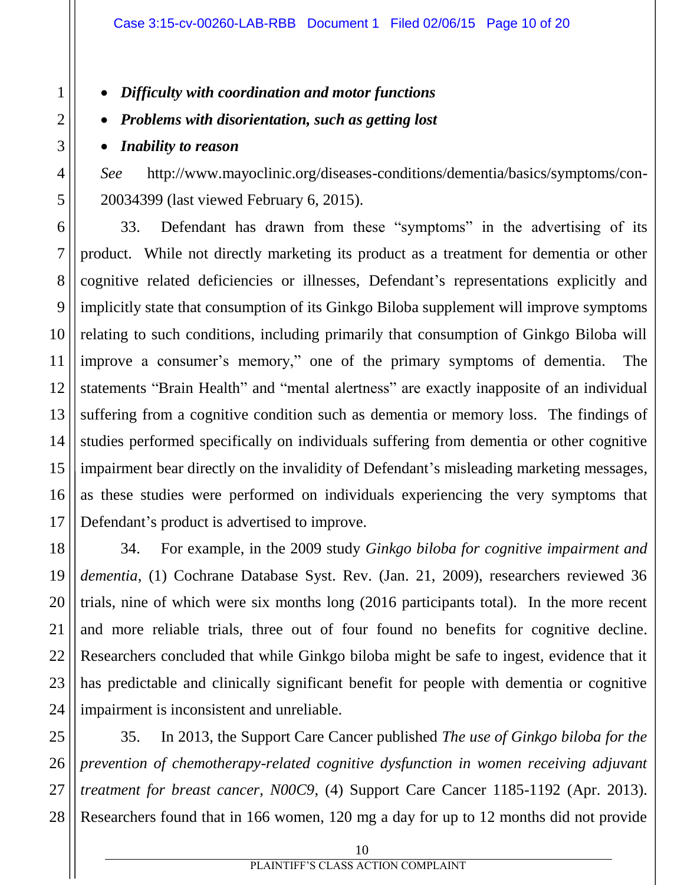- ***Difficulty with coordination and motor functions***
- ***Problems with disorientation, such as getting lost***
- ***Inability to reason***

*See* http://www.mayoclinic.org/diseases-conditions/dementia/basics/symptoms/con-20034399 (last viewed February 6, 2015).

33. Defendant has drawn from these "symptoms" in the advertising of its product. While not directly marketing its product as a treatment for dementia or other cognitive related deficiencies or illnesses, Defendant's representations explicitly and implicitly state that consumption of its Ginkgo Biloba supplement will improve symptoms relating to such conditions, including primarily that consumption of Ginkgo Biloba will improve a consumer's memory," one of the primary symptoms of dementia. The statements "Brain Health" and "mental alertness" are exactly inapposite of an individual suffering from a cognitive condition such as dementia or memory loss. The findings of studies performed specifically on individuals suffering from dementia or other cognitive impairment bear directly on the invalidity of Defendant's misleading marketing messages, as these studies were performed on individuals experiencing the very symptoms that Defendant's product is advertised to improve.

34. For example, in the 2009 study *Ginkgo biloba for cognitive impairment and dementia*, (1) Cochrane Database Syst. Rev. (Jan. 21, 2009), researchers reviewed 36 trials, nine of which were six months long (2016 participants total). In the more recent and more reliable trials, three out of four found no benefits for cognitive decline. Researchers concluded that while Ginkgo biloba might be safe to ingest, evidence that it has predictable and clinically significant benefit for people with dementia or cognitive impairment is inconsistent and unreliable.

35. In 2013, the Support Care Cancer published *The use of Ginkgo biloba for the prevention of chemotherapy-related cognitive dysfunction in women receiving adjuvant treatment for breast cancer, N00C9*, (4) Support Care Cancer 1185-1192 (Apr. 2013). Researchers found that in 166 women, 120 mg a day for up to 12 months did not provide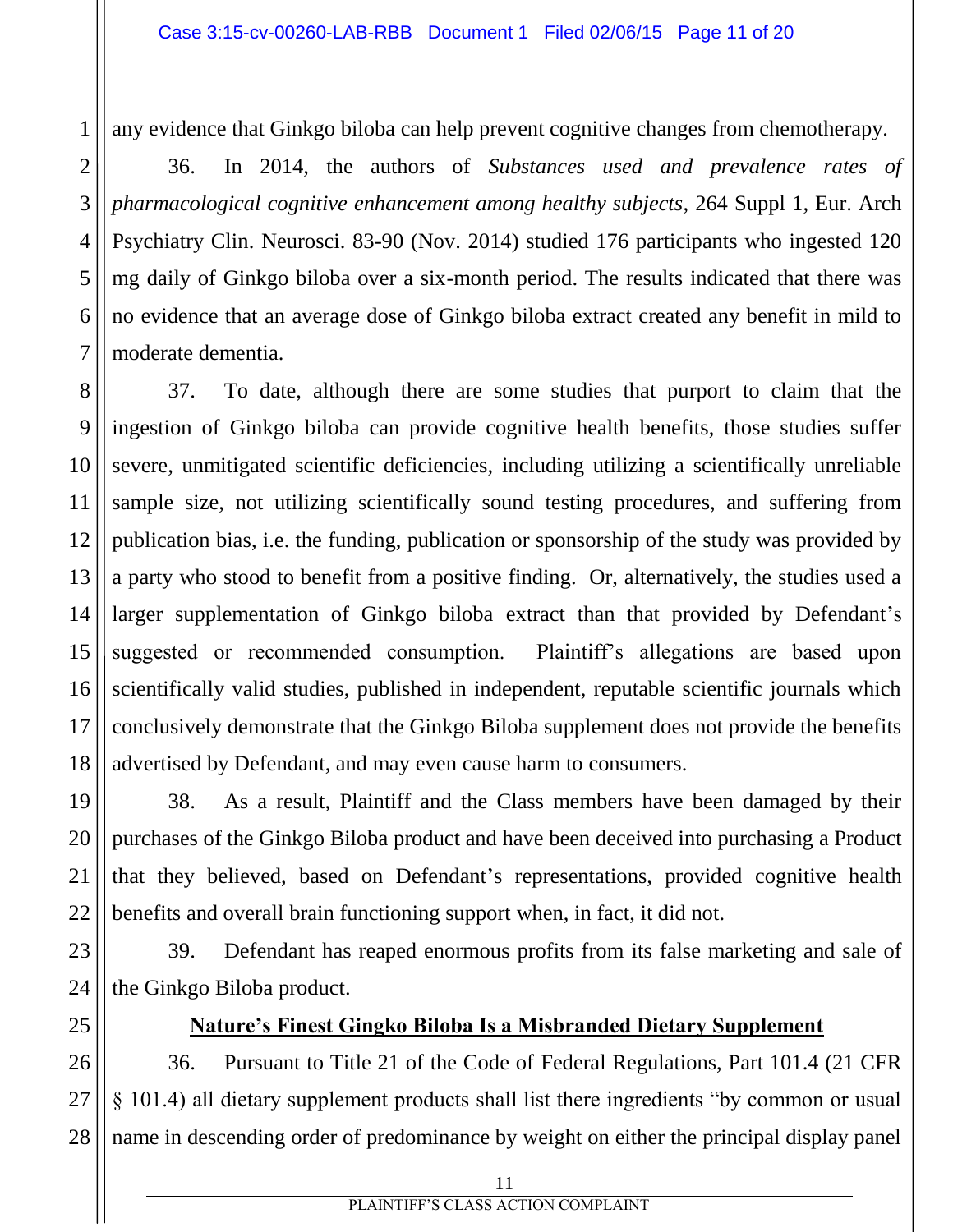any evidence that Ginkgo biloba can help prevent cognitive changes from chemotherapy.

36. In 2014, the authors of *Substances used and prevalence rates of pharmacological cognitive enhancement among healthy subjects*, 264 Suppl 1, Eur. Arch Psychiatry Clin. Neurosci. 83-90 (Nov. 2014) studied 176 participants who ingested 120 mg daily of Ginkgo biloba over a six-month period. The results indicated that there was no evidence that an average dose of Ginkgo biloba extract created any benefit in mild to moderate dementia.

37. To date, although there are some studies that purport to claim that the ingestion of Ginkgo biloba can provide cognitive health benefits, those studies suffer severe, unmitigated scientific deficiencies, including utilizing a scientifically unreliable sample size, not utilizing scientifically sound testing procedures, and suffering from publication bias, i.e. the funding, publication or sponsorship of the study was provided by a party who stood to benefit from a positive finding. Or, alternatively, the studies used a larger supplementation of Ginkgo biloba extract than that provided by Defendant's suggested or recommended consumption. Plaintiff's allegations are based upon scientifically valid studies, published in independent, reputable scientific journals which conclusively demonstrate that the Ginkgo Biloba supplement does not provide the benefits advertised by Defendant, and may even cause harm to consumers.

38. As a result, Plaintiff and the Class members have been damaged by their purchases of the Ginkgo Biloba product and have been deceived into purchasing a Product that they believed, based on Defendant's representations, provided cognitive health benefits and overall brain functioning support when, in fact, it did not.

39. Defendant has reaped enormous profits from its false marketing and sale of the Ginkgo Biloba product.

**<u>Nature's Finest Gingko Biloba Is a Misbranded Dietary Supplement</u>**

36. Pursuant to Title 21 of the Code of Federal Regulations, Part 101.4 (21 CFR § 101.4) all dietary supplement products shall list there ingredients "by common or usual name in descending order of predominance by weight on either the principal display panel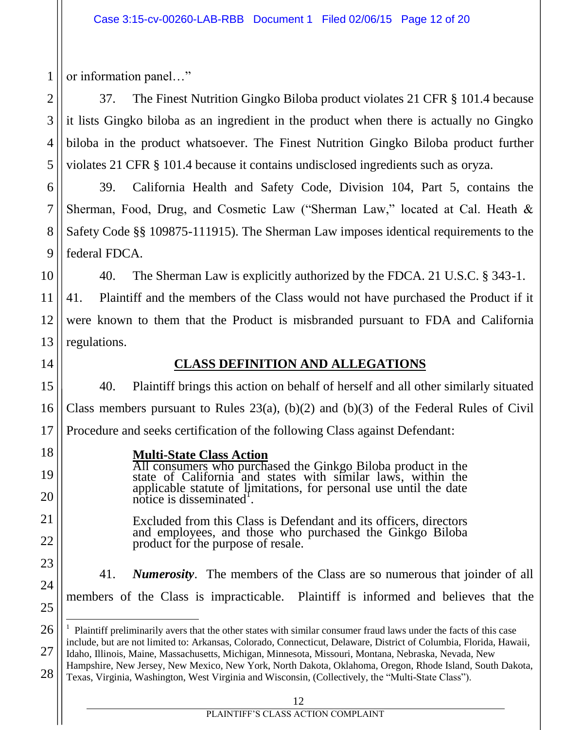or information panel…"

37. The Finest Nutrition Gingko Biloba product violates 21 CFR § 101.4 because it lists Gingko biloba as an ingredient in the product when there is actually no Gingko biloba in the product whatsoever. The Finest Nutrition Gingko Biloba product further violates 21 CFR § 101.4 because it contains undisclosed ingredients such as oryza.

39. California Health and Safety Code, Division 104, Part 5, contains the Sherman, Food, Drug, and Cosmetic Law ("Sherman Law," located at Cal. Heath & Safety Code §§ 109875-111915). The Sherman Law imposes identical requirements to the federal FDCA.

40. The Sherman Law is explicitly authorized by the FDCA. 21 U.S.C. § 343-1.

41. Plaintiff and the members of the Class would not have purchased the Product if it were known to them that the Product is misbranded pursuant to FDA and California regulations.

## CLASS DEFINITION AND ALLEGATIONS

40. Plaintiff brings this action on behalf of herself and all other similarly situated Class members pursuant to Rules 23(a), (b)(2) and (b)(3) of the Federal Rules of Civil Procedure and seeks certification of the following Class against Defendant:

> **Multi-State Class Action**
> All consumers who purchased the Ginkgo Biloba product in the state of California and states with similar laws, within the applicable statute of limitations, for personal use until the date notice is disseminated[1].
>
> Excluded from this Class is Defendant and its officers, directors and employees, and those who purchased the Ginkgo Biloba product for the purpose of resale.

41. ***Numerosity***. The members of the Class are so numerous that joinder of all members of the Class is impracticable. Plaintiff is informed and believes that the

---

[1] Plaintiff preliminarily avers that the other states with similar consumer fraud laws under the facts of this case include, but are not limited to: Arkansas, Colorado, Connecticut, Delaware, District of Columbia, Florida, Hawaii, Idaho, Illinois, Maine, Massachusetts, Michigan, Minnesota, Missouri, Montana, Nebraska, Nevada, New Hampshire, New Jersey, New Mexico, New York, North Dakota, Oklahoma, Oregon, Rhode Island, South Dakota, Texas, Virginia, Washington, West Virginia and Wisconsin, (Collectively, the "Multi-State Class").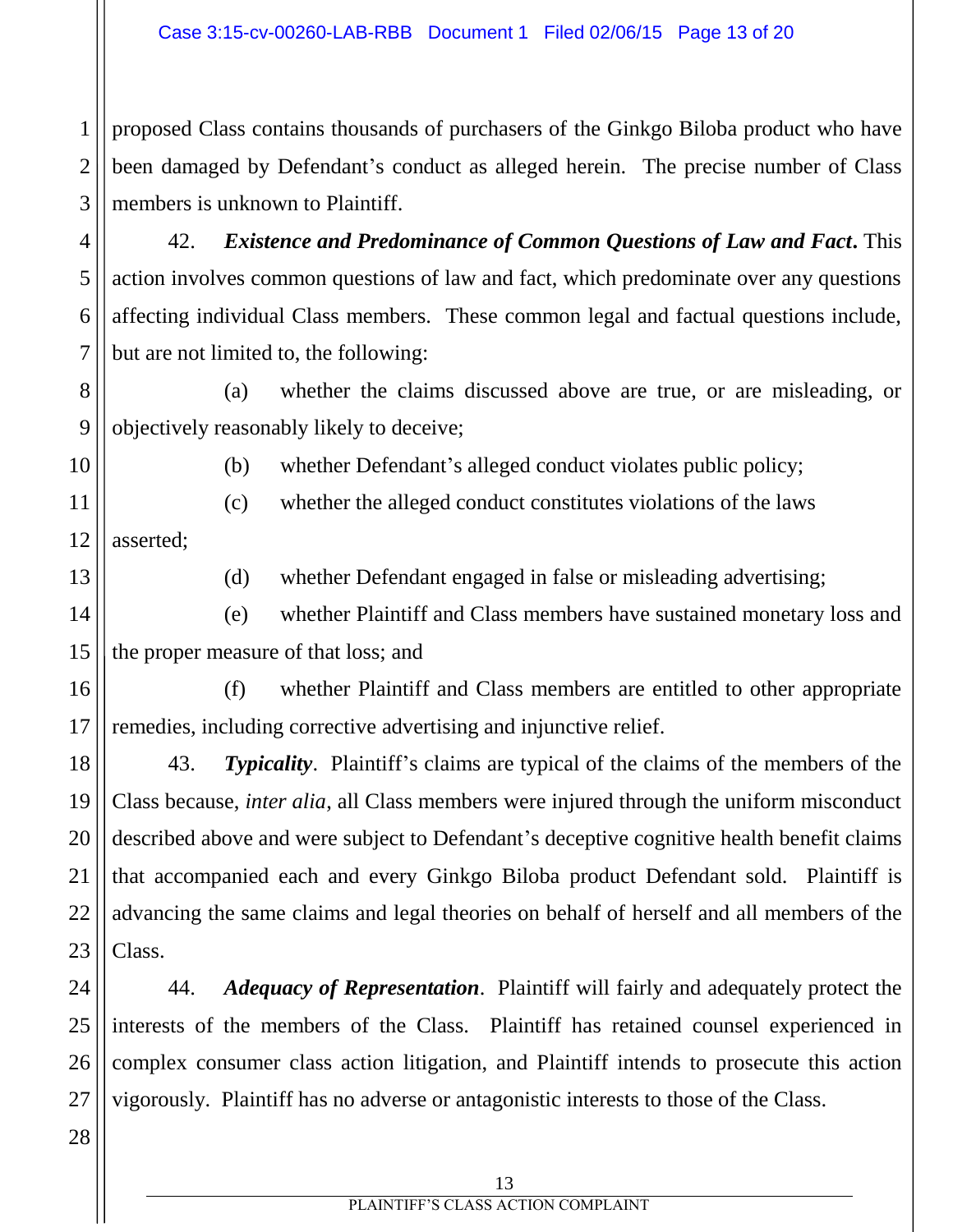proposed Class contains thousands of purchasers of the Ginkgo Biloba product who have been damaged by Defendant's conduct as alleged herein. The precise number of Class members is unknown to Plaintiff.

42. ***Existence and Predominance of Common Questions of Law and Fact***. This action involves common questions of law and fact, which predominate over any questions affecting individual Class members. These common legal and factual questions include, but are not limited to, the following:

(a) whether the claims discussed above are true, or are misleading, or objectively reasonably likely to deceive;

(b) whether Defendant's alleged conduct violates public policy;

(c) whether the alleged conduct constitutes violations of the laws asserted;

(d) whether Defendant engaged in false or misleading advertising;

(e) whether Plaintiff and Class members have sustained monetary loss and the proper measure of that loss; and

(f) whether Plaintiff and Class members are entitled to other appropriate remedies, including corrective advertising and injunctive relief.

43. ***Typicality***. Plaintiff's claims are typical of the claims of the members of the Class because, *inter alia*, all Class members were injured through the uniform misconduct described above and were subject to Defendant's deceptive cognitive health benefit claims that accompanied each and every Ginkgo Biloba product Defendant sold. Plaintiff is advancing the same claims and legal theories on behalf of herself and all members of the Class.

44. ***Adequacy of Representation***. Plaintiff will fairly and adequately protect the interests of the members of the Class. Plaintiff has retained counsel experienced in complex consumer class action litigation, and Plaintiff intends to prosecute this action vigorously. Plaintiff has no adverse or antagonistic interests to those of the Class.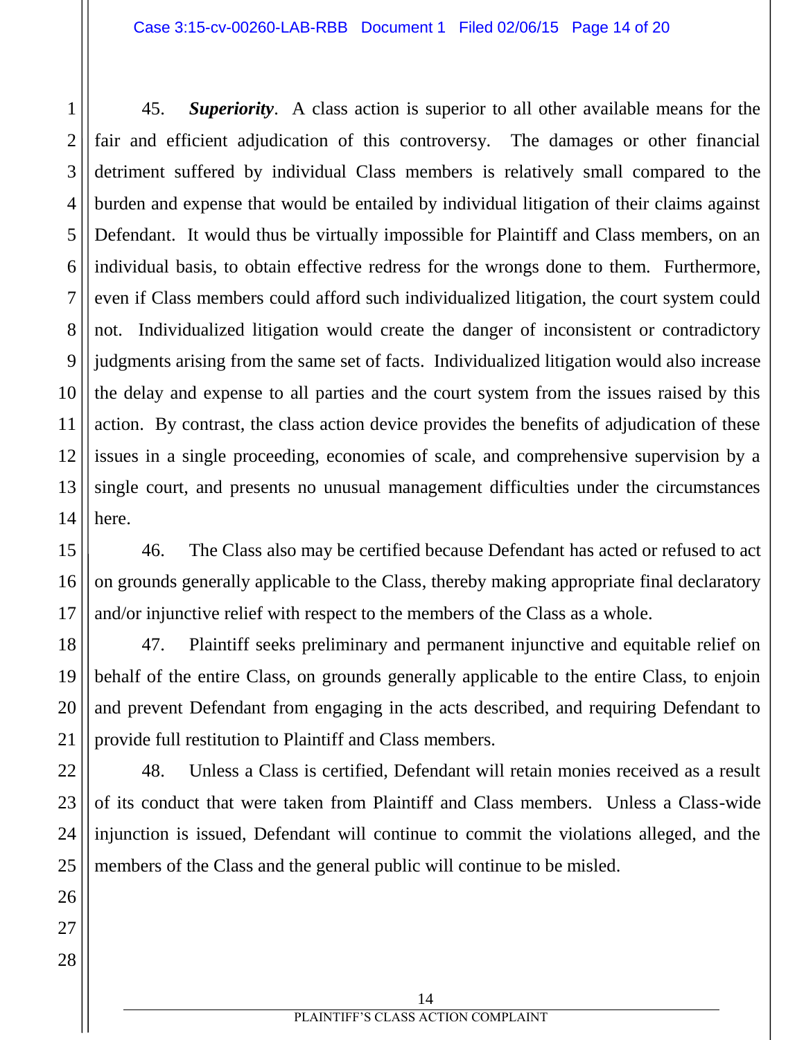45. ***Superiority***. A class action is superior to all other available means for the fair and efficient adjudication of this controversy. The damages or other financial detriment suffered by individual Class members is relatively small compared to the burden and expense that would be entailed by individual litigation of their claims against Defendant. It would thus be virtually impossible for Plaintiff and Class members, on an individual basis, to obtain effective redress for the wrongs done to them. Furthermore, even if Class members could afford such individualized litigation, the court system could not. Individualized litigation would create the danger of inconsistent or contradictory judgments arising from the same set of facts. Individualized litigation would also increase the delay and expense to all parties and the court system from the issues raised by this action. By contrast, the class action device provides the benefits of adjudication of these issues in a single proceeding, economies of scale, and comprehensive supervision by a single court, and presents no unusual management difficulties under the circumstances here.

46. The Class also may be certified because Defendant has acted or refused to act on grounds generally applicable to the Class, thereby making appropriate final declaratory and/or injunctive relief with respect to the members of the Class as a whole.

47. Plaintiff seeks preliminary and permanent injunctive and equitable relief on behalf of the entire Class, on grounds generally applicable to the entire Class, to enjoin and prevent Defendant from engaging in the acts described, and requiring Defendant to provide full restitution to Plaintiff and Class members.

48. Unless a Class is certified, Defendant will retain monies received as a result of its conduct that were taken from Plaintiff and Class members. Unless a Class-wide injunction is issued, Defendant will continue to commit the violations alleged, and the members of the Class and the general public will continue to be misled.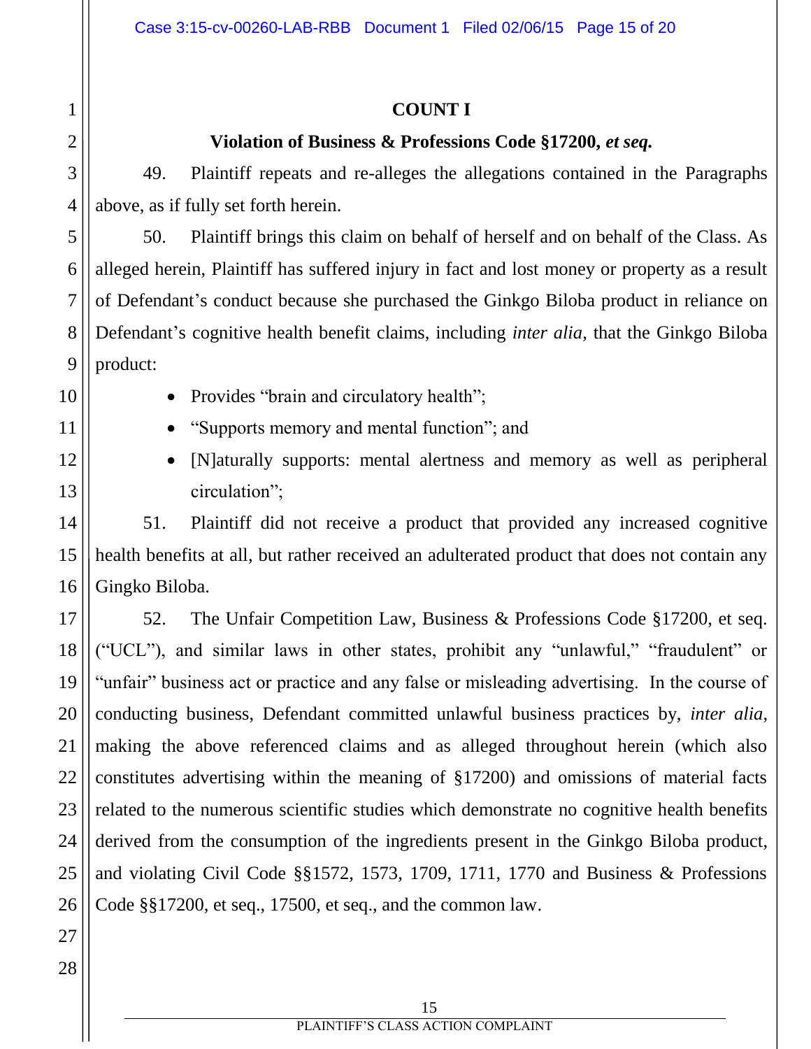## COUNT I

### Violation of Business & Professions Code §17200, *et seq.*

49. Plaintiff repeats and re-alleges the allegations contained in the Paragraphs above, as if fully set forth herein.

50. Plaintiff brings this claim on behalf of herself and on behalf of the Class. As alleged herein, Plaintiff has suffered injury in fact and lost money or property as a result of Defendant's conduct because she purchased the Ginkgo Biloba product in reliance on Defendant's cognitive health benefit claims, including *inter alia*, that the Ginkgo Biloba product:

- Provides "brain and circulatory health";
- "Supports memory and mental function"; and
- [N]aturally supports: mental alertness and memory as well as peripheral circulation";

51. Plaintiff did not receive a product that provided any increased cognitive health benefits at all, but rather received an adulterated product that does not contain any Gingko Biloba.

52. The Unfair Competition Law, Business & Professions Code §17200, et seq. ("UCL"), and similar laws in other states, prohibit any "unlawful," "fraudulent" or "unfair" business act or practice and any false or misleading advertising. In the course of conducting business, Defendant committed unlawful business practices by, *inter alia*, making the above referenced claims and as alleged throughout herein (which also constitutes advertising within the meaning of §17200) and omissions of material facts related to the numerous scientific studies which demonstrate no cognitive health benefits derived from the consumption of the ingredients present in the Ginkgo Biloba product, and violating Civil Code §§1572, 1573, 1709, 1711, 1770 and Business & Professions Code §§17200, et seq., 17500, et seq., and the common law.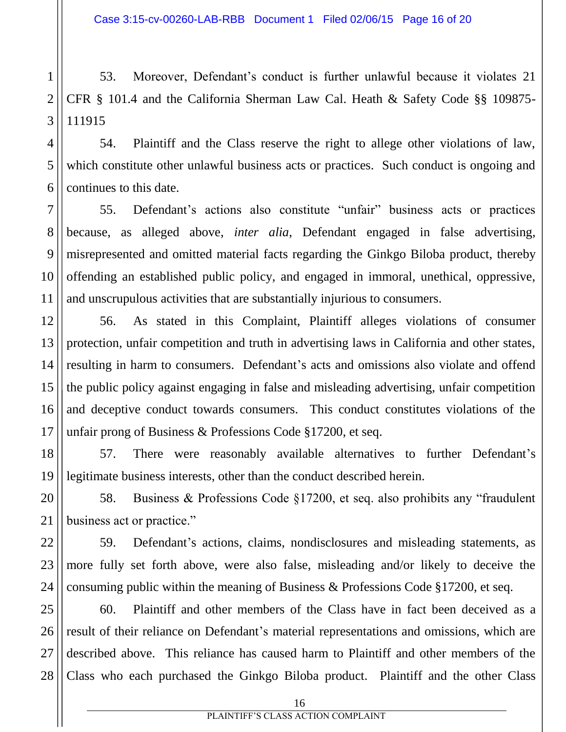53. Moreover, Defendant's conduct is further unlawful because it violates 21 CFR § 101.4 and the California Sherman Law Cal. Heath & Safety Code §§ 109875-111915

54. Plaintiff and the Class reserve the right to allege other violations of law, which constitute other unlawful business acts or practices. Such conduct is ongoing and continues to this date.

55. Defendant's actions also constitute "unfair" business acts or practices because, as alleged above, *inter alia*, Defendant engaged in false advertising, misrepresented and omitted material facts regarding the Ginkgo Biloba product, thereby offending an established public policy, and engaged in immoral, unethical, oppressive, and unscrupulous activities that are substantially injurious to consumers.

56. As stated in this Complaint, Plaintiff alleges violations of consumer protection, unfair competition and truth in advertising laws in California and other states, resulting in harm to consumers. Defendant's acts and omissions also violate and offend the public policy against engaging in false and misleading advertising, unfair competition and deceptive conduct towards consumers. This conduct constitutes violations of the unfair prong of Business & Professions Code §17200, et seq.

57. There were reasonably available alternatives to further Defendant's legitimate business interests, other than the conduct described herein.

58. Business & Professions Code §17200, et seq. also prohibits any "fraudulent business act or practice."

59. Defendant's actions, claims, nondisclosures and misleading statements, as more fully set forth above, were also false, misleading and/or likely to deceive the consuming public within the meaning of Business & Professions Code §17200, et seq.

60. Plaintiff and other members of the Class have in fact been deceived as a result of their reliance on Defendant's material representations and omissions, which are described above. This reliance has caused harm to Plaintiff and other members of the Class who each purchased the Ginkgo Biloba product. Plaintiff and the other Class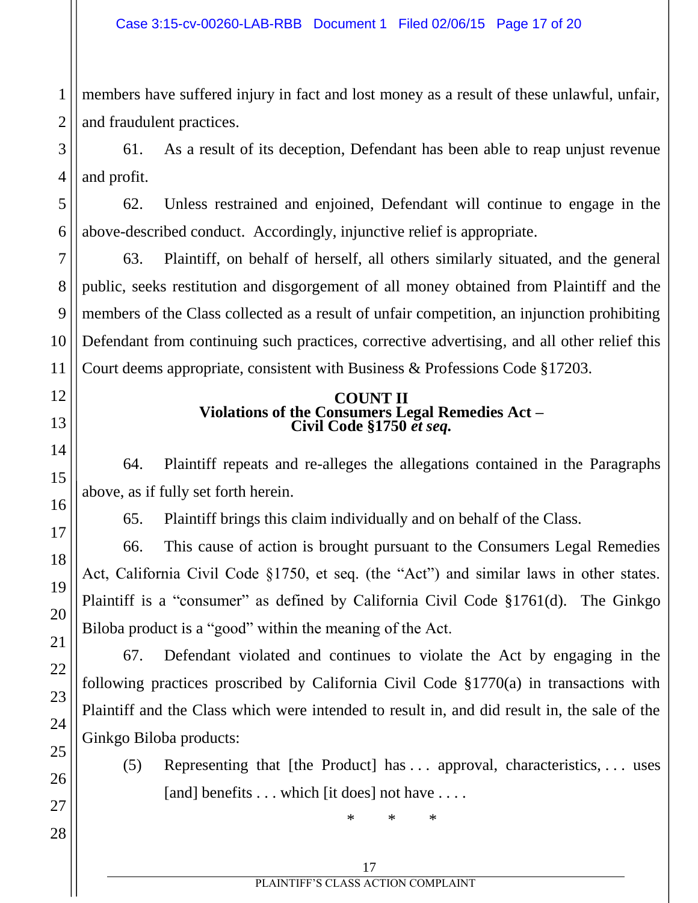members have suffered injury in fact and lost money as a result of these unlawful, unfair, and fraudulent practices.

61. As a result of its deception, Defendant has been able to reap unjust revenue and profit.

62. Unless restrained and enjoined, Defendant will continue to engage in the above-described conduct. Accordingly, injunctive relief is appropriate.

63. Plaintiff, on behalf of herself, all others similarly situated, and the general public, seeks restitution and disgorgement of all money obtained from Plaintiff and the members of the Class collected as a result of unfair competition, an injunction prohibiting Defendant from continuing such practices, corrective advertising, and all other relief this Court deems appropriate, consistent with Business & Professions Code §17203.

## COUNT II
## Violations of the Consumers Legal Remedies Act – Civil Code §1750 *et seq.*

64. Plaintiff repeats and re-alleges the allegations contained in the Paragraphs above, as if fully set forth herein.

65. Plaintiff brings this claim individually and on behalf of the Class.

66. This cause of action is brought pursuant to the Consumers Legal Remedies Act, California Civil Code §1750, et seq. (the "Act") and similar laws in other states. Plaintiff is a "consumer" as defined by California Civil Code §1761(d). The Ginkgo Biloba product is a "good" within the meaning of the Act.

67. Defendant violated and continues to violate the Act by engaging in the following practices proscribed by California Civil Code §1770(a) in transactions with Plaintiff and the Class which were intended to result in, and did result in, the sale of the Ginkgo Biloba products:

(5) Representing that [the Product] has . . . approval, characteristics, . . . uses [and] benefits . . . which [it does] not have . . . .

\* \* \*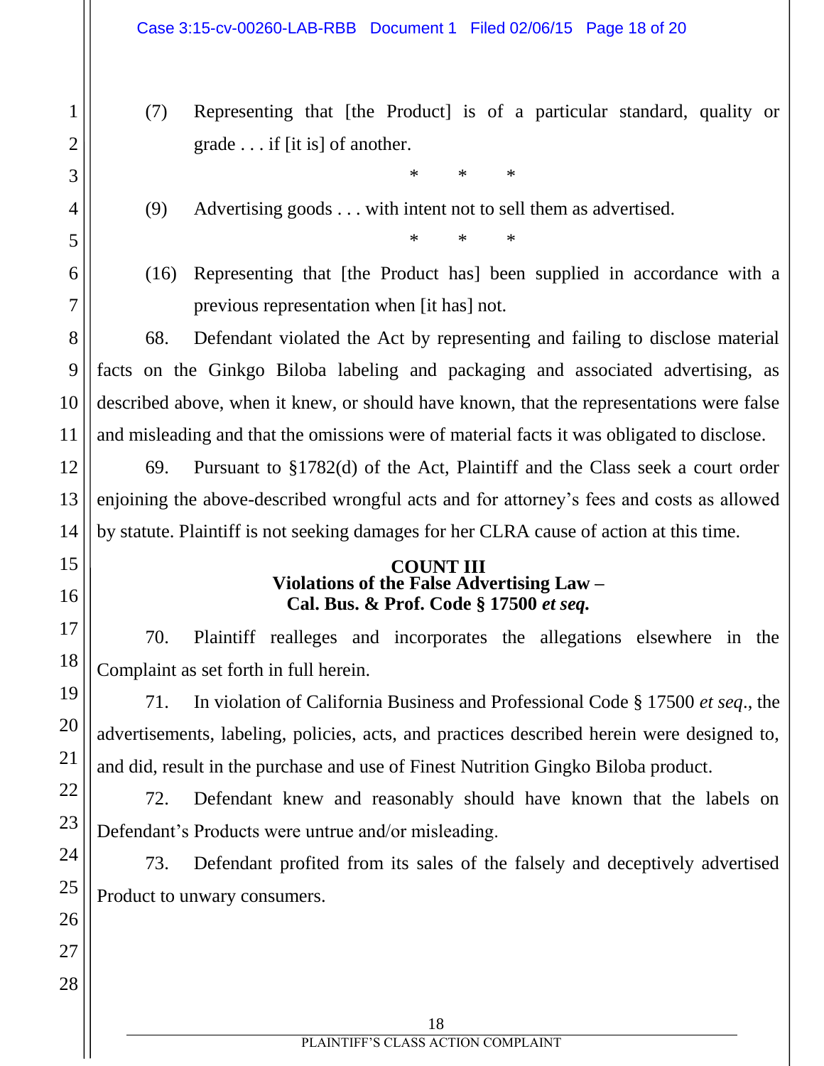(7) Representing that [the Product] is of a particular standard, quality or grade . . . if [it is] of another.

\* \* \*

(9) Advertising goods . . . with intent not to sell them as advertised.

\* \* \*

(16) Representing that [the Product has] been supplied in accordance with a previous representation when [it has] not.

68. Defendant violated the Act by representing and failing to disclose material facts on the Ginkgo Biloba labeling and packaging and associated advertising, as described above, when it knew, or should have known, that the representations were false and misleading and that the omissions were of material facts it was obligated to disclose.

69. Pursuant to §1782(d) of the Act, Plaintiff and the Class seek a court order enjoining the above-described wrongful acts and for attorney's fees and costs as allowed by statute. Plaintiff is not seeking damages for her CLRA cause of action at this time.

## COUNT III
### Violations of the False Advertising Law – Cal. Bus. & Prof. Code § 17500 *et seq.*

70. Plaintiff realleges and incorporates the allegations elsewhere in the Complaint as set forth in full herein.

71. In violation of California Business and Professional Code § 17500 *et seq*., the advertisements, labeling, policies, acts, and practices described herein were designed to, and did, result in the purchase and use of Finest Nutrition Gingko Biloba product.

72. Defendant knew and reasonably should have known that the labels on Defendant's Products were untrue and/or misleading.

73. Defendant profited from its sales of the falsely and deceptively advertised Product to unwary consumers.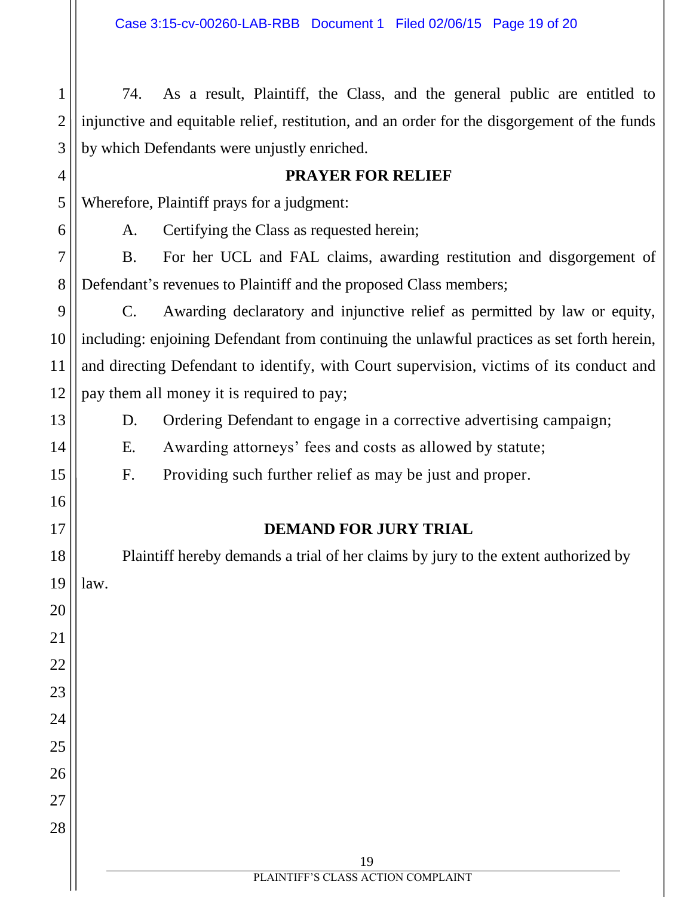74. As a result, Plaintiff, the Class, and the general public are entitled to injunctive and equitable relief, restitution, and an order for the disgorgement of the funds by which Defendants were unjustly enriched.

## PRAYER FOR RELIEF

Wherefore, Plaintiff prays for a judgment:

A. Certifying the Class as requested herein;

B. For her UCL and FAL claims, awarding restitution and disgorgement of Defendant's revenues to Plaintiff and the proposed Class members;

C. Awarding declaratory and injunctive relief as permitted by law or equity, including: enjoining Defendant from continuing the unlawful practices as set forth herein, and directing Defendant to identify, with Court supervision, victims of its conduct and pay them all money it is required to pay;

D. Ordering Defendant to engage in a corrective advertising campaign;

E. Awarding attorneys' fees and costs as allowed by statute;

F. Providing such further relief as may be just and proper.

## DEMAND FOR JURY TRIAL

Plaintiff hereby demands a trial of her claims by jury to the extent authorized by law.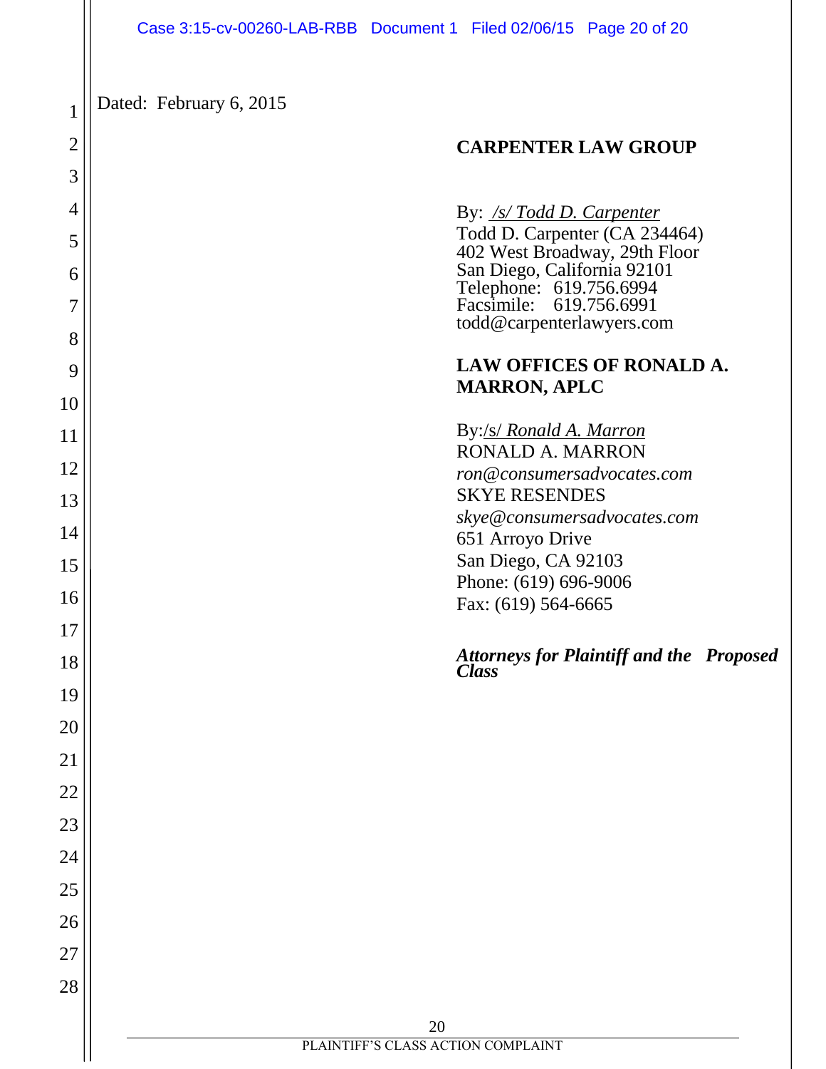Dated: February 6, 2015

**CARPENTER LAW GROUP**

By: */s/ Todd D. Carpenter*
Todd D. Carpenter (CA 234464)
402 West Broadway, 29th Floor
San Diego, California 92101
Telephone: 619.756.6994
Facsimile: 619.756.6991
todd@carpenterlawyers.com

**LAW OFFICES OF RONALD A. MARRON, APLC**

By:/s/ *Ronald A. Marron*
RONALD A. MARRON
*ron@consumersadvocates.com*
SKYE RESENDES
*skye@consumersadvocates.com*
651 Arroyo Drive
San Diego, CA 92103
Phone: (619) 696-9006
Fax: (619) 564-6665

***Attorneys for Plaintiff and the Proposed Class***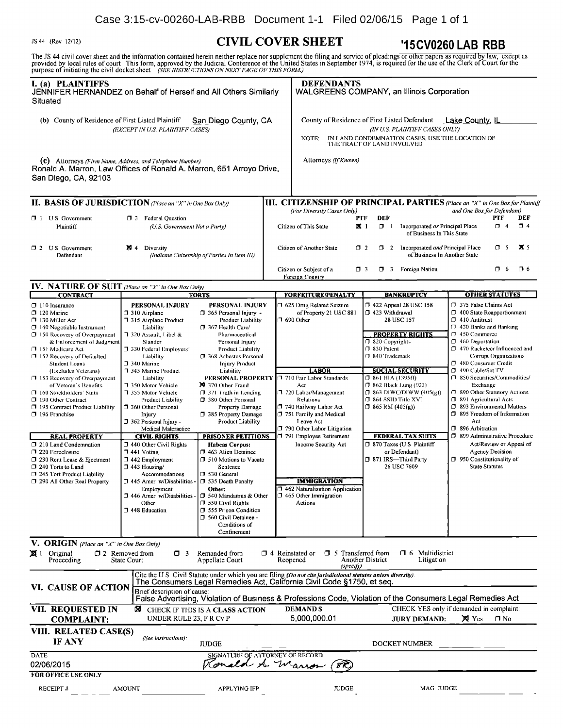JS 44 (Rev 12/12)

# CIVIL COVER SHEET

**'15CV0260 LAB RBB**

The JS 44 civil cover sheet and the information contained herein neither replace nor supplement the filing and service of pleadings or other papers as required by law, except as provided by local rules of court. This form, approved by the Judicial Conference of the United States in September 1974, is required for the use of the Clerk of Court for the purpose of initiating the civil docket sheet. *(SEE INSTRUCTIONS ON NEXT PAGE OF THIS FORM.)*

## I. (a) PLAINTIFFS

JENNIFER HERNANDEZ on Behalf of Herself and All Others Similarly Situated

**DEFENDANTS**

WALGREENS COMPANY, an Illinois Corporation

(b) County of Residence of First Listed Plaintiff: San Diego County, CA
*(EXCEPT IN U.S. PLAINTIFF CASES)*

County of Residence of First Listed Defendant: Lake County, IL
*(IN U.S. PLAINTIFF CASES ONLY)*

NOTE: IN LAND CONDEMNATION CASES, USE THE LOCATION OF THE TRACT OF LAND INVOLVED

(c) Attorneys *(Firm Name, Address, and Telephone Number)*
Ronald A. Marron, Law Offices of Ronald A. Marron, 651 Arroyo Drive, San Diego, CA, 92103

Attorneys *(If Known)*

## II. BASIS OF JURISDICTION *(Place an "X" in One Box Only)*

- ☐ 1 U.S. Government Plaintiff
- ☐ 3 Federal Question *(U.S. Government Not a Party)*
- ☐ 2 U.S. Government Defendant
- ☒ 4 Diversity *(Indicate Citizenship of Parties in Item III)*

## III. CITIZENSHIP OF PRINCIPAL PARTIES *(Place an "X" in One Box for Plaintiff and One Box for Defendant)* *(For Diversity Cases Only)*

| | PTF | DEF | | PTF | DEF |
|---|---|---|---|---|---|
| Citizen of This State | ☒ 1 | ☐ 1 | Incorporated *or* Principal Place of Business In This State | ☐ 4 | ☐ 4 |
| Citizen of Another State | ☐ 2 | ☐ 2 | Incorporated *and* Principal Place of Business In Another State | ☐ 5 | ☒ 5 |
| Citizen or Subject of a Foreign Country | ☐ 3 | ☐ 3 | Foreign Nation | ☐ 6 | ☐ 6 |

## IV. NATURE OF SUIT *(Place an "X" in One Box Only)*

**CONTRACT**
- ☐ 110 Insurance
- ☐ 120 Marine
- ☐ 130 Miller Act
- ☐ 140 Negotiable Instrument
- ☐ 150 Recovery of Overpayment & Enforcement of Judgment
- ☐ 151 Medicare Act
- ☐ 152 Recovery of Defaulted Student Loans (Excludes Veterans)
- ☐ 153 Recovery of Overpayment of Veteran's Benefits
- ☐ 160 Stockholders' Suits
- ☐ 190 Other Contract
- ☐ 195 Contract Product Liability
- ☐ 196 Franchise

**REAL PROPERTY**
- ☐ 210 Land Condemnation
- ☐ 220 Foreclosure
- ☐ 230 Rent Lease & Ejectment
- ☐ 240 Torts to Land
- ☐ 245 Tort Product Liability
- ☐ 290 All Other Real Property

**TORTS**

PERSONAL INJURY
- ☐ 310 Airplane
- ☐ 315 Airplane Product Liability
- ☐ 320 Assault, Libel & Slander
- ☐ 330 Federal Employers' Liability
- ☐ 340 Marine
- ☐ 345 Marine Product Liability
- ☐ 350 Motor Vehicle
- ☐ 355 Motor Vehicle Product Liability
- ☐ 360 Other Personal Injury
- ☐ 362 Personal Injury - Medical Malpractice

PERSONAL INJURY
- ☐ 365 Personal Injury - Product Liability
- ☐ 367 Health Care/ Pharmaceutical Personal Injury Product Liability
- ☐ 368 Asbestos Personal Injury Product Liability

PERSONAL PROPERTY
- ☒ 370 Other Fraud
- ☐ 371 Truth in Lending
- ☐ 380 Other Personal Property Damage
- ☐ 385 Property Damage Product Liability

**CIVIL RIGHTS**
- ☐ 440 Other Civil Rights
- ☐ 441 Voting
- ☐ 442 Employment
- ☐ 443 Housing/ Accommodations
- ☐ 445 Amer. w/Disabilities - Employment
- ☐ 446 Amer. w/Disabilities - Other
- ☐ 448 Education

**PRISONER PETITIONS**

Habeas Corpus:
- ☐ 463 Alien Detainee
- ☐ 510 Motions to Vacate Sentence
- ☐ 530 General
- ☐ 535 Death Penalty

Other:
- ☐ 540 Mandamus & Other
- ☐ 550 Civil Rights
- ☐ 555 Prison Condition
- ☐ 560 Civil Detainee - Conditions of Confinement

**FORFEITURE/PENALTY**
- ☐ 625 Drug Related Seizure of Property 21 USC 881
- ☐ 690 Other

**LABOR**
- ☐ 710 Fair Labor Standards Act
- ☐ 720 Labor/Management Relations
- ☐ 740 Railway Labor Act
- ☐ 751 Family and Medical Leave Act
- ☐ 790 Other Labor Litigation
- ☐ 791 Employee Retirement Income Security Act

**IMMIGRATION**
- ☐ 462 Naturalization Application
- ☐ 465 Other Immigration Actions

**BANKRUPTCY**
- ☐ 422 Appeal 28 USC 158
- ☐ 423 Withdrawal 28 USC 157

**PROPERTY RIGHTS**
- ☐ 820 Copyrights
- ☐ 830 Patent
- ☐ 840 Trademark

**SOCIAL SECURITY**
- ☐ 861 HIA (1395ff)
- ☐ 862 Black Lung (923)
- ☐ 863 DIWC/DIWW (405(g))
- ☐ 864 SSID Title XVI
- ☐ 865 RSI (405(g))

**FEDERAL TAX SUITS**
- ☐ 870 Taxes (U.S. Plaintiff or Defendant)
- ☐ 871 IRS—Third Party 26 USC 7609

**OTHER STATUTES**
- ☐ 375 False Claims Act
- ☐ 400 State Reapportionment
- ☐ 410 Antitrust
- ☐ 430 Banks and Banking
- ☐ 450 Commerce
- ☐ 460 Deportation
- ☐ 470 Racketeer Influenced and Corrupt Organizations
- ☐ 480 Consumer Credit
- ☐ 490 Cable/Sat TV
- ☐ 850 Securities/Commodities/ Exchange
- ☐ 890 Other Statutory Actions
- ☐ 891 Agricultural Acts
- ☐ 893 Environmental Matters
- ☐ 895 Freedom of Information Act
- ☐ 896 Arbitration
- ☐ 899 Administrative Procedure Act/Review or Appeal of Agency Decision
- ☐ 950 Constitutionality of State Statutes

## V. ORIGIN *(Place an "X" in One Box Only)*

- ☒ 1 Original Proceeding
- ☐ 2 Removed from State Court
- ☐ 3 Remanded from Appellate Court
- ☐ 4 Reinstated or Reopened
- ☐ 5 Transferred from Another District *(specify)*
- ☐ 6 Multidistrict Litigation

## VI. CAUSE OF ACTION

Cite the U.S. Civil Statute under which you are filing *(Do not cite jurisdictional statutes unless diversity)*:
The Consumers Legal Remedies Act, California Civil Code §1750, et seq.

Brief description of cause:
False Advertising, Violation of Business & Professions Code, Violation of the Consumers Legal Remedies Act

## VII. REQUESTED IN COMPLAINT:

☒ CHECK IF THIS IS A CLASS ACTION UNDER RULE 23, F.R.Cv.P.

DEMAND $ 5,000,000.01

CHECK YES only if demanded in complaint: JURY DEMAND: ☒ Yes ☐ No

## VIII. RELATED CASE(S) IF ANY

*(See instructions)*: JUDGE __________ DOCKET NUMBER __________

DATE: 02/06/2015

SIGNATURE OF ATTORNEY OF RECORD: Ronald A. Marron

**FOR OFFICE USE ONLY**

RECEIPT # ______ AMOUNT ______ APPLYING IFP ______ JUDGE ______ MAG. JUDGE ______